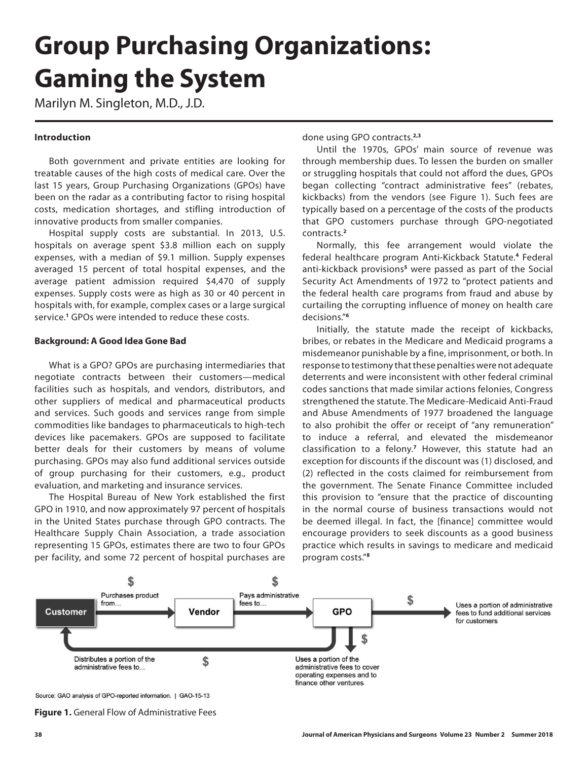# Group Purchasing Organizations: Gaming the System

Marilyn M. Singleton, M.D., J.D.

## Introduction

Both government and private entities are looking for treatable causes of the high costs of medical care. Over the last 15 years, Group Purchasing Organizations (GPOs) have been on the radar as a contributing factor to rising hospital costs, medication shortages, and stifling introduction of innovative products from smaller companies.

Hospital supply costs are substantial. In 2013, U.S. hospitals on average spent $3.8 million each on supply expenses, with a median of $9.1 million. Supply expenses averaged 15 percent of total hospital expenses, and the average patient admission required $4,470 of supply expenses. Supply costs were as high as 30 or 40 percent in hospitals with, for example, complex cases or a large surgical service.[1] GPOs were intended to reduce these costs.

## Background: A Good Idea Gone Bad

What is a GPO? GPOs are purchasing intermediaries that negotiate contracts between their customers—medical facilities such as hospitals, and vendors, distributors, and other suppliers of medical and pharmaceutical products and services. Such goods and services range from simple commodities like bandages to pharmaceuticals to high-tech devices like pacemakers. GPOs are supposed to facilitate better deals for their customers by means of volume purchasing. GPOs may also fund additional services outside of group purchasing for their customers, e.g., product evaluation, and marketing and insurance services.

The Hospital Bureau of New York established the first GPO in 1910, and now approximately 97 percent of hospitals in the United States purchase through GPO contracts. The Healthcare Supply Chain Association, a trade association representing 15 GPOs, estimates there are two to four GPOs per facility, and some 72 percent of hospital purchases are done using GPO contracts.[2,3]

Until the 1970s, GPOs' main source of revenue was through membership dues. To lessen the burden on smaller or struggling hospitals that could not afford the dues, GPOs began collecting "contract administrative fees" (rebates, kickbacks) from the vendors (see Figure 1). Such fees are typically based on a percentage of the costs of the products that GPO customers purchase through GPO-negotiated contracts.[2]

Normally, this fee arrangement would violate the federal healthcare program Anti-Kickback Statute.[4] Federal anti-kickback provisions[5] were passed as part of the Social Security Act Amendments of 1972 to "protect patients and the federal health care programs from fraud and abuse by curtailing the corrupting influence of money on health care decisions."[6]

Initially, the statute made the receipt of kickbacks, bribes, or rebates in the Medicare and Medicaid programs a misdemeanor punishable by a fine, imprisonment, or both. In response to testimony that these penalties were not adequate deterrents and were inconsistent with other federal criminal codes sanctions that made similar actions felonies, Congress strengthened the statute. The Medicare-Medicaid Anti-Fraud and Abuse Amendments of 1977 broadened the language to also prohibit the offer or receipt of "any remuneration" to induce a referral, and elevated the misdemeanor classification to a felony.[7] However, this statute had an exception for discounts if the discount was (1) disclosed, and (2) reflected in the costs claimed for reimbursement from the government. The Senate Finance Committee included this provision to "ensure that the practice of discounting in the normal course of business transactions would not be deemed illegal. In fact, the [finance] committee would encourage providers to seek discounts as a good business practice which results in savings to medicare and medicaid program costs."[8]

Customer → Purchases product from... ($) → Vendor → Pays administrative fees to... ($) → GPO → Uses a portion of administrative fees to fund additional services for customers ($)

GPO → Uses a portion of the administrative fees to cover operating expenses and to finance other ventures ($)

GPO → Distributes a portion of the administrative fees to... ($) → Customer

Source: GAO analysis of GPO-reported information. | GAO-15-13

**Figure 1.** General Flow of Administrative Fees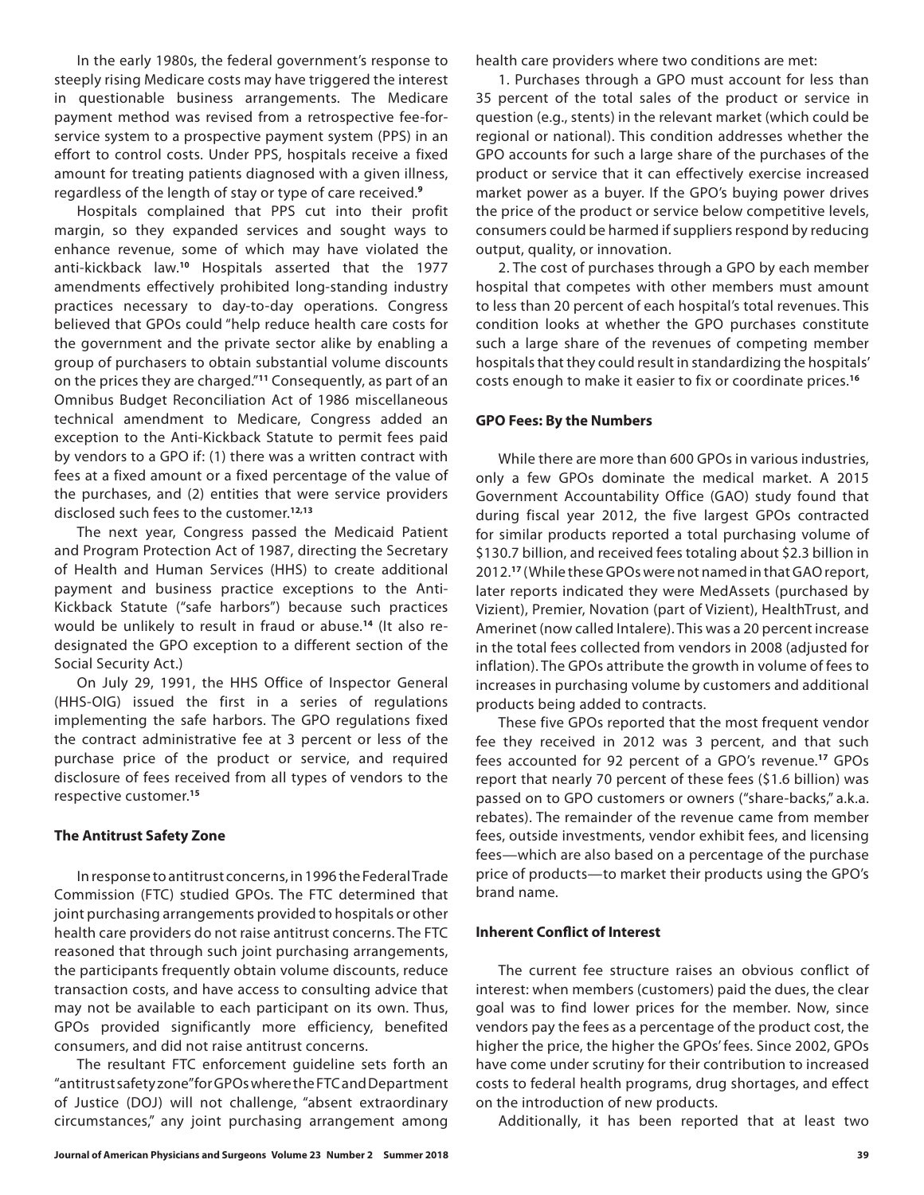In the early 1980s, the federal government's response to steeply rising Medicare costs may have triggered the interest in questionable business arrangements. The Medicare payment method was revised from a retrospective fee-for-service system to a prospective payment system (PPS) in an effort to control costs. Under PPS, hospitals receive a fixed amount for treating patients diagnosed with a given illness, regardless of the length of stay or type of care received.[9]

Hospitals complained that PPS cut into their profit margin, so they expanded services and sought ways to enhance revenue, some of which may have violated the anti-kickback law.[10] Hospitals asserted that the 1977 amendments effectively prohibited long-standing industry practices necessary to day-to-day operations. Congress believed that GPOs could "help reduce health care costs for the government and the private sector alike by enabling a group of purchasers to obtain substantial volume discounts on the prices they are charged."[11] Consequently, as part of an Omnibus Budget Reconciliation Act of 1986 miscellaneous technical amendment to Medicare, Congress added an exception to the Anti-Kickback Statute to permit fees paid by vendors to a GPO if: (1) there was a written contract with fees at a fixed amount or a fixed percentage of the value of the purchases, and (2) entities that were service providers disclosed such fees to the customer.[12,13]

The next year, Congress passed the Medicaid Patient and Program Protection Act of 1987, directing the Secretary of Health and Human Services (HHS) to create additional payment and business practice exceptions to the Anti-Kickback Statute ("safe harbors") because such practices would be unlikely to result in fraud or abuse.[14] (It also re-designated the GPO exception to a different section of the Social Security Act.)

On July 29, 1991, the HHS Office of Inspector General (HHS-OIG) issued the first in a series of regulations implementing the safe harbors. The GPO regulations fixed the contract administrative fee at 3 percent or less of the purchase price of the product or service, and required disclosure of fees received from all types of vendors to the respective customer.[15]

### The Antitrust Safety Zone

In response to antitrust concerns, in 1996 the Federal Trade Commission (FTC) studied GPOs. The FTC determined that joint purchasing arrangements provided to hospitals or other health care providers do not raise antitrust concerns. The FTC reasoned that through such joint purchasing arrangements, the participants frequently obtain volume discounts, reduce transaction costs, and have access to consulting advice that may not be available to each participant on its own. Thus, GPOs provided significantly more efficiency, benefited consumers, and did not raise antitrust concerns.

The resultant FTC enforcement guideline sets forth an "antitrust safety zone" for GPOs where the FTC and Department of Justice (DOJ) will not challenge, "absent extraordinary circumstances," any joint purchasing arrangement among health care providers where two conditions are met:

1. Purchases through a GPO must account for less than 35 percent of the total sales of the product or service in question (e.g., stents) in the relevant market (which could be regional or national). This condition addresses whether the GPO accounts for such a large share of the purchases of the product or service that it can effectively exercise increased market power as a buyer. If the GPO's buying power drives the price of the product or service below competitive levels, consumers could be harmed if suppliers respond by reducing output, quality, or innovation.

2. The cost of purchases through a GPO by each member hospital that competes with other members must amount to less than 20 percent of each hospital's total revenues. This condition looks at whether the GPO purchases constitute such a large share of the revenues of competing member hospitals that they could result in standardizing the hospitals' costs enough to make it easier to fix or coordinate prices.[16]

### GPO Fees: By the Numbers

While there are more than 600 GPOs in various industries, only a few GPOs dominate the medical market. A 2015 Government Accountability Office (GAO) study found that during fiscal year 2012, the five largest GPOs contracted for similar products reported a total purchasing volume of \$130.7 billion, and received fees totaling about \$2.3 billion in 2012.[17] (While these GPOs were not named in that GAO report, later reports indicated they were MedAssets (purchased by Vizient), Premier, Novation (part of Vizient), HealthTrust, and Amerinet (now called Intalere). This was a 20 percent increase in the total fees collected from vendors in 2008 (adjusted for inflation). The GPOs attribute the growth in volume of fees to increases in purchasing volume by customers and additional products being added to contracts.

These five GPOs reported that the most frequent vendor fee they received in 2012 was 3 percent, and that such fees accounted for 92 percent of a GPO's revenue.[17] GPOs report that nearly 70 percent of these fees (\$1.6 billion) was passed on to GPO customers or owners ("share-backs," a.k.a. rebates). The remainder of the revenue came from member fees, outside investments, vendor exhibit fees, and licensing fees—which are also based on a percentage of the purchase price of products—to market their products using the GPO's brand name.

### Inherent Conflict of Interest

The current fee structure raises an obvious conflict of interest: when members (customers) paid the dues, the clear goal was to find lower prices for the member. Now, since vendors pay the fees as a percentage of the product cost, the higher the price, the higher the GPOs' fees. Since 2002, GPOs have come under scrutiny for their contribution to increased costs to federal health programs, drug shortages, and effect on the introduction of new products.

Additionally, it has been reported that at least two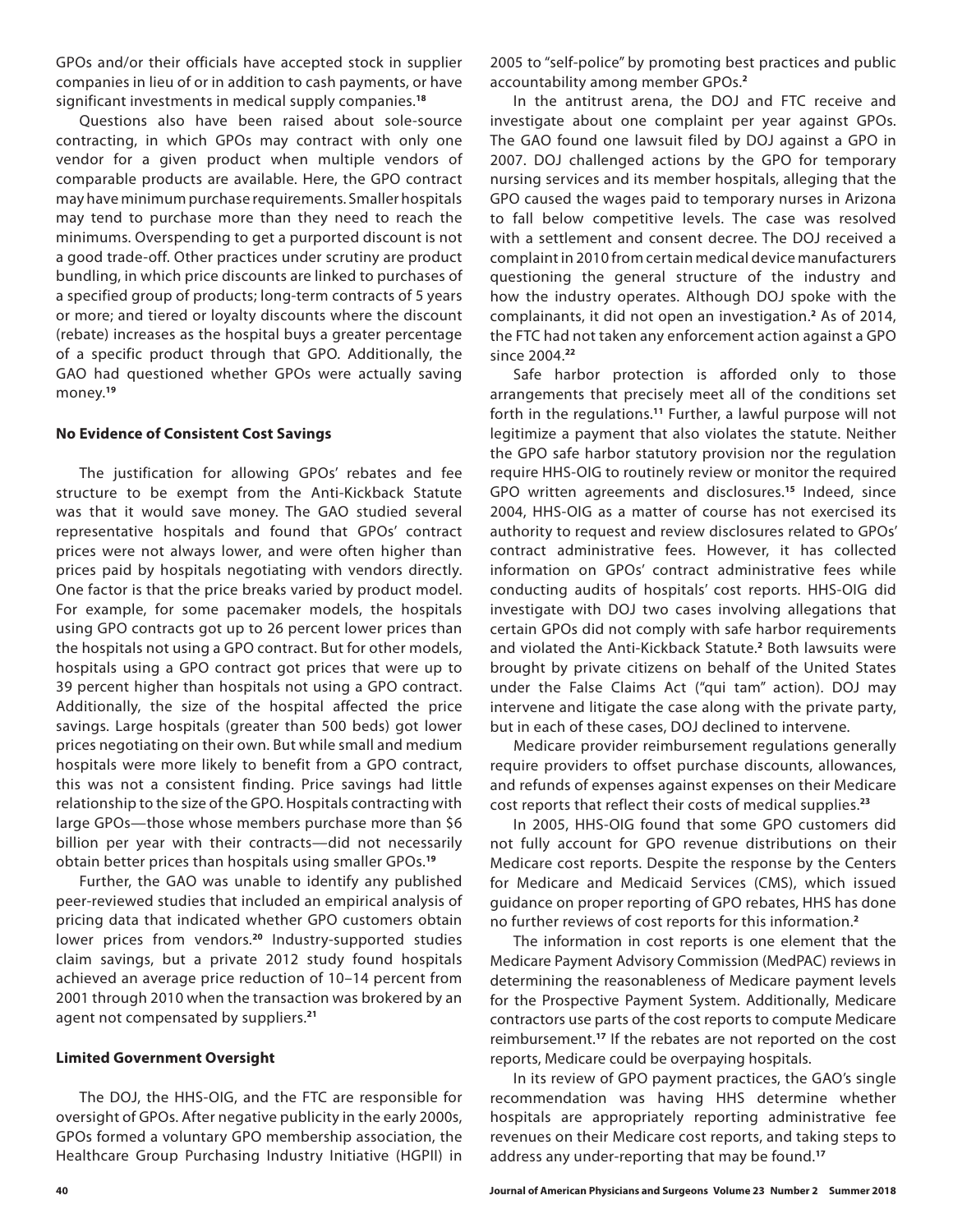GPOs and/or their officials have accepted stock in supplier companies in lieu of or in addition to cash payments, or have significant investments in medical supply companies.[18]

Questions also have been raised about sole-source contracting, in which GPOs may contract with only one vendor for a given product when multiple vendors of comparable products are available. Here, the GPO contract may have minimum purchase requirements. Smaller hospitals may tend to purchase more than they need to reach the minimums. Overspending to get a purported discount is not a good trade-off. Other practices under scrutiny are product bundling, in which price discounts are linked to purchases of a specified group of products; long-term contracts of 5 years or more; and tiered or loyalty discounts where the discount (rebate) increases as the hospital buys a greater percentage of a specific product through that GPO. Additionally, the GAO had questioned whether GPOs were actually saving money.[19]

### No Evidence of Consistent Cost Savings

The justification for allowing GPOs' rebates and fee structure to be exempt from the Anti-Kickback Statute was that it would save money. The GAO studied several representative hospitals and found that GPOs' contract prices were not always lower, and were often higher than prices paid by hospitals negotiating with vendors directly. One factor is that the price breaks varied by product model. For example, for some pacemaker models, the hospitals using GPO contracts got up to 26 percent lower prices than the hospitals not using a GPO contract. But for other models, hospitals using a GPO contract got prices that were up to 39 percent higher than hospitals not using a GPO contract. Additionally, the size of the hospital affected the price savings. Large hospitals (greater than 500 beds) got lower prices negotiating on their own. But while small and medium hospitals were more likely to benefit from a GPO contract, this was not a consistent finding. Price savings had little relationship to the size of the GPO. Hospitals contracting with large GPOs—those whose members purchase more than $6 billion per year with their contracts—did not necessarily obtain better prices than hospitals using smaller GPOs.[19]

Further, the GAO was unable to identify any published peer-reviewed studies that included an empirical analysis of pricing data that indicated whether GPO customers obtain lower prices from vendors.[20] Industry-supported studies claim savings, but a private 2012 study found hospitals achieved an average price reduction of 10–14 percent from 2001 through 2010 when the transaction was brokered by an agent not compensated by suppliers.[21]

### Limited Government Oversight

The DOJ, the HHS-OIG, and the FTC are responsible for oversight of GPOs. After negative publicity in the early 2000s, GPOs formed a voluntary GPO membership association, the Healthcare Group Purchasing Industry Initiative (HGPII) in 2005 to "self-police" by promoting best practices and public accountability among member GPOs.[2]

In the antitrust arena, the DOJ and FTC receive and investigate about one complaint per year against GPOs. The GAO found one lawsuit filed by DOJ against a GPO in 2007. DOJ challenged actions by the GPO for temporary nursing services and its member hospitals, alleging that the GPO caused the wages paid to temporary nurses in Arizona to fall below competitive levels. The case was resolved with a settlement and consent decree. The DOJ received a complaint in 2010 from certain medical device manufacturers questioning the general structure of the industry and how the industry operates. Although DOJ spoke with the complainants, it did not open an investigation.[2] As of 2014, the FTC had not taken any enforcement action against a GPO since 2004.[22]

Safe harbor protection is afforded only to those arrangements that precisely meet all of the conditions set forth in the regulations.[11] Further, a lawful purpose will not legitimize a payment that also violates the statute. Neither the GPO safe harbor statutory provision nor the regulation require HHS-OIG to routinely review or monitor the required GPO written agreements and disclosures.[15] Indeed, since 2004, HHS-OIG as a matter of course has not exercised its authority to request and review disclosures related to GPOs' contract administrative fees. However, it has collected information on GPOs' contract administrative fees while conducting audits of hospitals' cost reports. HHS-OIG did investigate with DOJ two cases involving allegations that certain GPOs did not comply with safe harbor requirements and violated the Anti-Kickback Statute.[2] Both lawsuits were brought by private citizens on behalf of the United States under the False Claims Act ("qui tam" action). DOJ may intervene and litigate the case along with the private party, but in each of these cases, DOJ declined to intervene.

Medicare provider reimbursement regulations generally require providers to offset purchase discounts, allowances, and refunds of expenses against expenses on their Medicare cost reports that reflect their costs of medical supplies.[23]

In 2005, HHS-OIG found that some GPO customers did not fully account for GPO revenue distributions on their Medicare cost reports. Despite the response by the Centers for Medicare and Medicaid Services (CMS), which issued guidance on proper reporting of GPO rebates, HHS has done no further reviews of cost reports for this information.[2]

The information in cost reports is one element that the Medicare Payment Advisory Commission (MedPAC) reviews in determining the reasonableness of Medicare payment levels for the Prospective Payment System. Additionally, Medicare contractors use parts of the cost reports to compute Medicare reimbursement.[17] If the rebates are not reported on the cost reports, Medicare could be overpaying hospitals.

In its review of GPO payment practices, the GAO's single recommendation was having HHS determine whether hospitals are appropriately reporting administrative fee revenues on their Medicare cost reports, and taking steps to address any under-reporting that may be found.[17]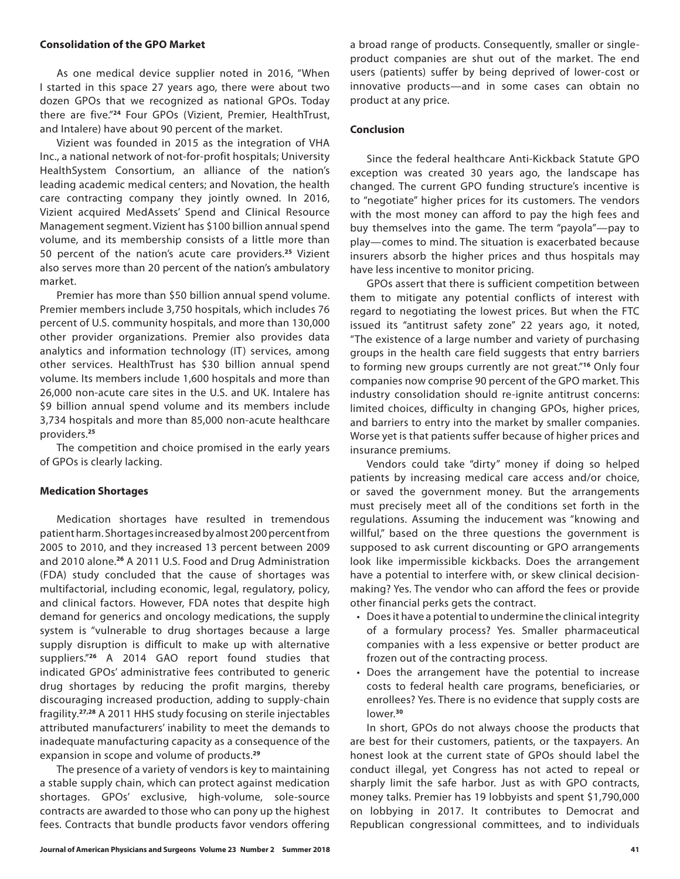### Consolidation of the GPO Market

As one medical device supplier noted in 2016, "When I started in this space 27 years ago, there were about two dozen GPOs that we recognized as national GPOs. Today there are five."[24] Four GPOs (Vizient, Premier, HealthTrust, and Intalere) have about 90 percent of the market.

Vizient was founded in 2015 as the integration of VHA Inc., a national network of not-for-profit hospitals; University HealthSystem Consortium, an alliance of the nation's leading academic medical centers; and Novation, the health care contracting company they jointly owned. In 2016, Vizient acquired MedAssets' Spend and Clinical Resource Management segment. Vizient has $100 billion annual spend volume, and its membership consists of a little more than 50 percent of the nation's acute care providers.[25] Vizient also serves more than 20 percent of the nation's ambulatory market.

Premier has more than $50 billion annual spend volume. Premier members include 3,750 hospitals, which includes 76 percent of U.S. community hospitals, and more than 130,000 other provider organizations. Premier also provides data analytics and information technology (IT) services, among other services. HealthTrust has $30 billion annual spend volume. Its members include 1,600 hospitals and more than 26,000 non-acute care sites in the U.S. and UK. Intalere has $9 billion annual spend volume and its members include 3,734 hospitals and more than 85,000 non-acute healthcare providers.[25]

The competition and choice promised in the early years of GPOs is clearly lacking.

### Medication Shortages

Medication shortages have resulted in tremendous patient harm. Shortages increased by almost 200 percent from 2005 to 2010, and they increased 13 percent between 2009 and 2010 alone.[26] A 2011 U.S. Food and Drug Administration (FDA) study concluded that the cause of shortages was multifactorial, including economic, legal, regulatory, policy, and clinical factors. However, FDA notes that despite high demand for generics and oncology medications, the supply system is "vulnerable to drug shortages because a large supply disruption is difficult to make up with alternative suppliers."[26] A 2014 GAO report found studies that indicated GPOs' administrative fees contributed to generic drug shortages by reducing the profit margins, thereby discouraging increased production, adding to supply-chain fragility.[27,28] A 2011 HHS study focusing on sterile injectables attributed manufacturers' inability to meet the demands to inadequate manufacturing capacity as a consequence of the expansion in scope and volume of products.[29]

The presence of a variety of vendors is key to maintaining a stable supply chain, which can protect against medication shortages. GPOs' exclusive, high-volume, sole-source contracts are awarded to those who can pony up the highest fees. Contracts that bundle products favor vendors offering a broad range of products. Consequently, smaller or single-product companies are shut out of the market. The end users (patients) suffer by being deprived of lower-cost or innovative products—and in some cases can obtain no product at any price.

### Conclusion

Since the federal healthcare Anti-Kickback Statute GPO exception was created 30 years ago, the landscape has changed. The current GPO funding structure's incentive is to "negotiate" higher prices for its customers. The vendors with the most money can afford to pay the high fees and buy themselves into the game. The term "payola"—pay to play—comes to mind. The situation is exacerbated because insurers absorb the higher prices and thus hospitals may have less incentive to monitor pricing.

GPOs assert that there is sufficient competition between them to mitigate any potential conflicts of interest with regard to negotiating the lowest prices. But when the FTC issued its "antitrust safety zone" 22 years ago, it noted, "The existence of a large number and variety of purchasing groups in the health care field suggests that entry barriers to forming new groups currently are not great."[16] Only four companies now comprise 90 percent of the GPO market. This industry consolidation should re-ignite antitrust concerns: limited choices, difficulty in changing GPOs, higher prices, and barriers to entry into the market by smaller companies. Worse yet is that patients suffer because of higher prices and insurance premiums.

Vendors could take "dirty" money if doing so helped patients by increasing medical care access and/or choice, or saved the government money. But the arrangements must precisely meet all of the conditions set forth in the regulations. Assuming the inducement was "knowing and willful," based on the three questions the government is supposed to ask current discounting or GPO arrangements look like impermissible kickbacks. Does the arrangement have a potential to interfere with, or skew clinical decision-making? Yes. The vendor who can afford the fees or provide other financial perks gets the contract.

- Does it have a potential to undermine the clinical integrity of a formulary process? Yes. Smaller pharmaceutical companies with a less expensive or better product are frozen out of the contracting process.
- Does the arrangement have the potential to increase costs to federal health care programs, beneficiaries, or enrollees? Yes. There is no evidence that supply costs are lower.[30]

In short, GPOs do not always choose the products that are best for their customers, patients, or the taxpayers. An honest look at the current state of GPOs should label the conduct illegal, yet Congress has not acted to repeal or sharply limit the safe harbor. Just as with GPO contracts, money talks. Premier has 19 lobbyists and spent $1,790,000 on lobbying in 2017. It contributes to Democrat and Republican congressional committees, and to individuals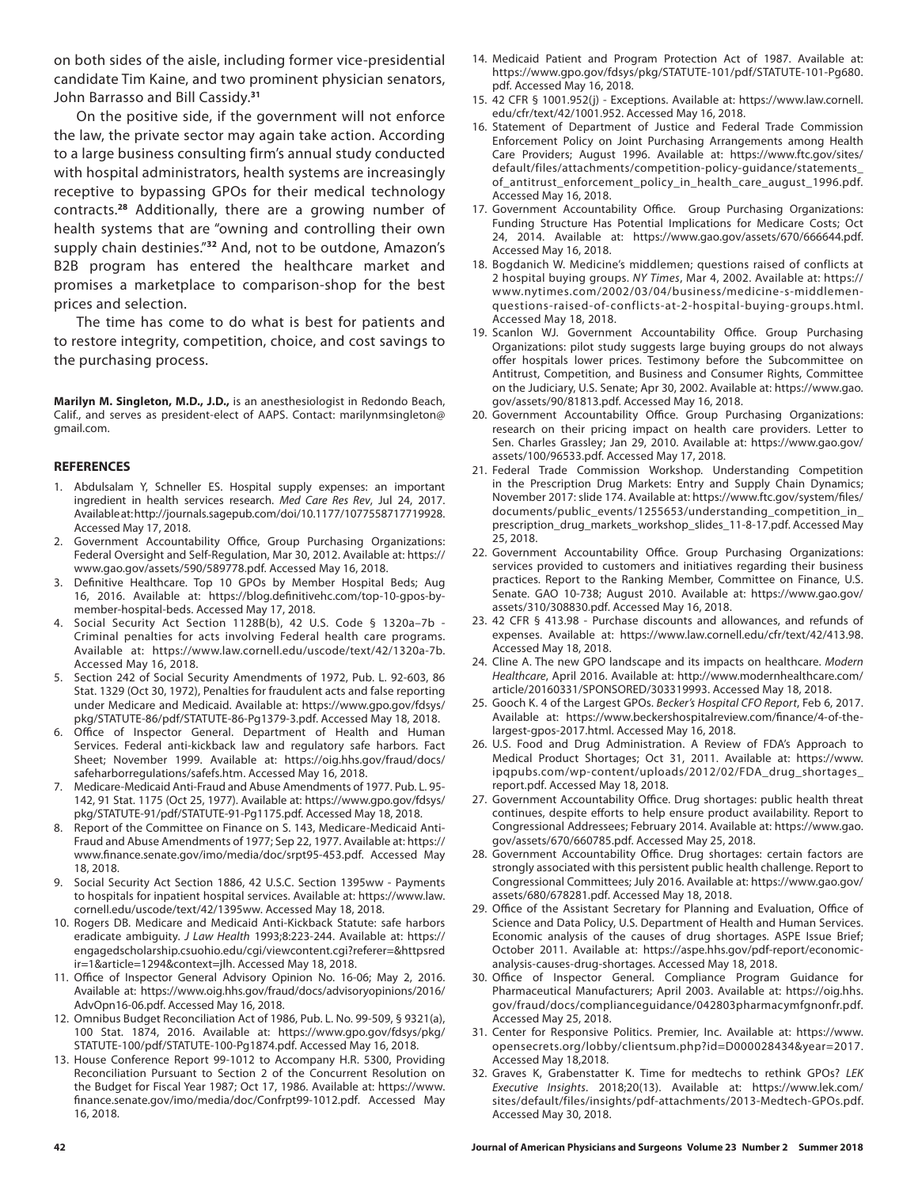on both sides of the aisle, including former vice-presidential candidate Tim Kaine, and two prominent physician senators, John Barrasso and Bill Cassidy.[31]

On the positive side, if the government will not enforce the law, the private sector may again take action. According to a large business consulting firm's annual study conducted with hospital administrators, health systems are increasingly receptive to bypassing GPOs for their medical technology contracts.[28] Additionally, there are a growing number of health systems that are "owning and controlling their own supply chain destinies."[32] And, not to be outdone, Amazon's B2B program has entered the healthcare market and promises a marketplace to comparison-shop for the best prices and selection.

The time has come to do what is best for patients and to restore integrity, competition, choice, and cost savings to the purchasing process.

**Marilyn M. Singleton, M.D., J.D.,** is an anesthesiologist in Redondo Beach, Calif., and serves as president-elect of AAPS. Contact: marilynmsingleton@gmail.com.

## REFERENCES

1. Abdulsalam Y, Schneller ES. Hospital supply expenses: an important ingredient in health services research. *Med Care Res Rev*, Jul 24, 2017. Available at: http://journals.sagepub.com/doi/10.1177/1077558717719928. Accessed May 17, 2018.
2. Government Accountability Office, Group Purchasing Organizations: Federal Oversight and Self-Regulation, Mar 30, 2012. Available at: https://www.gao.gov/assets/590/589778.pdf. Accessed May 16, 2018.
3. Definitive Healthcare. Top 10 GPOs by Member Hospital Beds; Aug 16, 2016. Available at: https://blog.definitivehc.com/top-10-gpos-by-member-hospital-beds. Accessed May 17, 2018.
4. Social Security Act Section 1128B(b), 42 U.S. Code § 1320a–7b - Criminal penalties for acts involving Federal health care programs. Available at: https://www.law.cornell.edu/uscode/text/42/1320a-7b. Accessed May 16, 2018.
5. Section 242 of Social Security Amendments of 1972, Pub. L. 92-603, 86 Stat. 1329 (Oct 30, 1972), Penalties for fraudulent acts and false reporting under Medicare and Medicaid. Available at: https://www.gpo.gov/fdsys/pkg/STATUTE-86/pdf/STATUTE-86-Pg1379-3.pdf. Accessed May 18, 2018.
6. Office of Inspector General. Department of Health and Human Services. Federal anti-kickback law and regulatory safe harbors. Fact Sheet; November 1999. Available at: https://oig.hhs.gov/fraud/docs/safeharborregulations/safefs.htm. Accessed May 16, 2018.
7. Medicare-Medicaid Anti-Fraud and Abuse Amendments of 1977. Pub. L. 95-142, 91 Stat. 1175 (Oct 25, 1977). Available at: https://www.gpo.gov/fdsys/pkg/STATUTE-91/pdf/STATUTE-91-Pg1175.pdf. Accessed May 18, 2018.
8. Report of the Committee on Finance on S. 143, Medicare-Medicaid Anti-Fraud and Abuse Amendments of 1977; Sep 22, 1977. Available at: https://www.finance.senate.gov/imo/media/doc/srpt95-453.pdf. Accessed May 18, 2018.
9. Social Security Act Section 1886, 42 U.S.C. Section 1395ww - Payments to hospitals for inpatient hospital services. Available at: https://www.law.cornell.edu/uscode/text/42/1395ww. Accessed May 18, 2018.
10. Rogers DB. Medicare and Medicaid Anti-Kickback Statute: safe harbors eradicate ambiguity. *J Law Health* 1993;8:223-244. Available at: https://engagedscholarship.csuohio.edu/cgi/viewcontent.cgi?referer=&httpsredir=1&article=1294&context=jlh. Accessed May 18, 2018.
11. Office of Inspector General Advisory Opinion No. 16-06; May 2, 2016. Available at: https://www.oig.hhs.gov/fraud/docs/advisoryopinions/2016/AdvOpn16-06.pdf. Accessed May 16, 2018.
12. Omnibus Budget Reconciliation Act of 1986, Pub. L. No. 99-509, § 9321(a), 100 Stat. 1874, 2016. Available at: https://www.gpo.gov/fdsys/pkg/STATUTE-100/pdf/STATUTE-100-Pg1874.pdf. Accessed May 16, 2018.
13. House Conference Report 99-1012 to Accompany H.R. 5300, Providing Reconciliation Pursuant to Section 2 of the Concurrent Resolution on the Budget for Fiscal Year 1987; Oct 17, 1986. Available at: https://www.finance.senate.gov/imo/media/doc/Confrpt99-1012.pdf. Accessed May 16, 2018.
14. Medicaid Patient and Program Protection Act of 1987. Available at: https://www.gpo.gov/fdsys/pkg/STATUTE-101/pdf/STATUTE-101-Pg680.pdf. Accessed May 16, 2018.
15. 42 CFR § 1001.952(j) - Exceptions. Available at: https://www.law.cornell.edu/cfr/text/42/1001.952. Accessed May 16, 2018.
16. Statement of Department of Justice and Federal Trade Commission Enforcement Policy on Joint Purchasing Arrangements among Health Care Providers; August 1996. Available at: https://www.ftc.gov/sites/default/files/attachments/competition-policy-guidance/statements_of_antitrust_enforcement_policy_in_health_care_august_1996.pdf. Accessed May 16, 2018.
17. Government Accountability Office. Group Purchasing Organizations: Funding Structure Has Potential Implications for Medicare Costs; Oct 24, 2014. Available at: https://www.gao.gov/assets/670/666644.pdf. Accessed May 16, 2018.
18. Bogdanich W. Medicine's middlemen; questions raised of conflicts at 2 hospital buying groups. *NY Times*, Mar 4, 2002. Available at: https://www.nytimes.com/2002/03/04/business/medicine-s-middlemen-questions-raised-of-conflicts-at-2-hospital-buying-groups.html. Accessed May 18, 2018.
19. Scanlon WJ. Government Accountability Office. Group Purchasing Organizations: pilot study suggests large buying groups do not always offer hospitals lower prices. Testimony before the Subcommittee on Antitrust, Competition, and Business and Consumer Rights, Committee on the Judiciary, U.S. Senate; Apr 30, 2002. Available at: https://www.gao.gov/assets/90/81813.pdf. Accessed May 16, 2018.
20. Government Accountability Office. Group Purchasing Organizations: research on their pricing impact on health care providers. Letter to Sen. Charles Grassley; Jan 29, 2010. Available at: https://www.gao.gov/assets/100/96533.pdf. Accessed May 17, 2018.
21. Federal Trade Commission Workshop. Understanding Competition in the Prescription Drug Markets: Entry and Supply Chain Dynamics; November 2017: slide 174. Available at: https://www.ftc.gov/system/files/documents/public_events/1255653/understanding_competition_in_prescription_drug_markets_workshop_slides_11-8-17.pdf. Accessed May 25, 2018.
22. Government Accountability Office. Group Purchasing Organizations: services provided to customers and initiatives regarding their business practices. Report to the Ranking Member, Committee on Finance, U.S. Senate. GAO 10-738; August 2010. Available at: https://www.gao.gov/assets/310/308830.pdf. Accessed May 16, 2018.
23. 42 CFR § 413.98 - Purchase discounts and allowances, and refunds of expenses. Available at: https://www.law.cornell.edu/cfr/text/42/413.98. Accessed May 18, 2018.
24. Cline A. The new GPO landscape and its impacts on healthcare. *Modern Healthcare*, April 2016. Available at: http://www.modernhealthcare.com/article/20160331/SPONSORED/303319993. Accessed May 18, 2018.
25. Gooch K. 4 of the Largest GPOs. *Becker's Hospital CFO Report*, Feb 6, 2017. Available at: https://www.beckershospitalreview.com/finance/4-of-the-largest-gpos-2017.html. Accessed May 16, 2018.
26. U.S. Food and Drug Administration. A Review of FDA's Approach to Medical Product Shortages; Oct 31, 2011. Available at: https://www.ipqpubs.com/wp-content/uploads/2012/02/FDA_drug_shortages_report.pdf. Accessed May 18, 2018.
27. Government Accountability Office. Drug shortages: public health threat continues, despite efforts to help ensure product availability. Report to Congressional Addressees; February 2014. Available at: https://www.gao.gov/assets/670/660785.pdf. Accessed May 25, 2018.
28. Government Accountability Office. Drug shortages: certain factors are strongly associated with this persistent public health challenge. Report to Congressional Committees; July 2016. Available at: https://www.gao.gov/assets/680/678281.pdf. Accessed May 18, 2018.
29. Office of the Assistant Secretary for Planning and Evaluation, Office of Science and Data Policy, U.S. Department of Health and Human Services. Economic analysis of the causes of drug shortages. ASPE Issue Brief; October 2011. Available at: https://aspe.hhs.gov/pdf-report/economic-analysis-causes-drug-shortages. Accessed May 18, 2018.
30. Office of Inspector General. Compliance Program Guidance for Pharmaceutical Manufacturers; April 2003. Available at: https://oig.hhs.gov/fraud/docs/complianceguidance/042803pharmacymfgnonfr.pdf. Accessed May 25, 2018.
31. Center for Responsive Politics. Premier, Inc. Available at: https://www.opensecrets.org/lobby/clientsum.php?id=D000028434&year=2017. Accessed May 18,2018.
32. Graves K, Grabenstatter K. Time for medtechs to rethink GPOs? *LEK Executive Insights*. 2018;20(13). Available at: https://www.lek.com/sites/default/files/insights/pdf-attachments/2013-Medtech-GPOs.pdf. Accessed May 30, 2018.